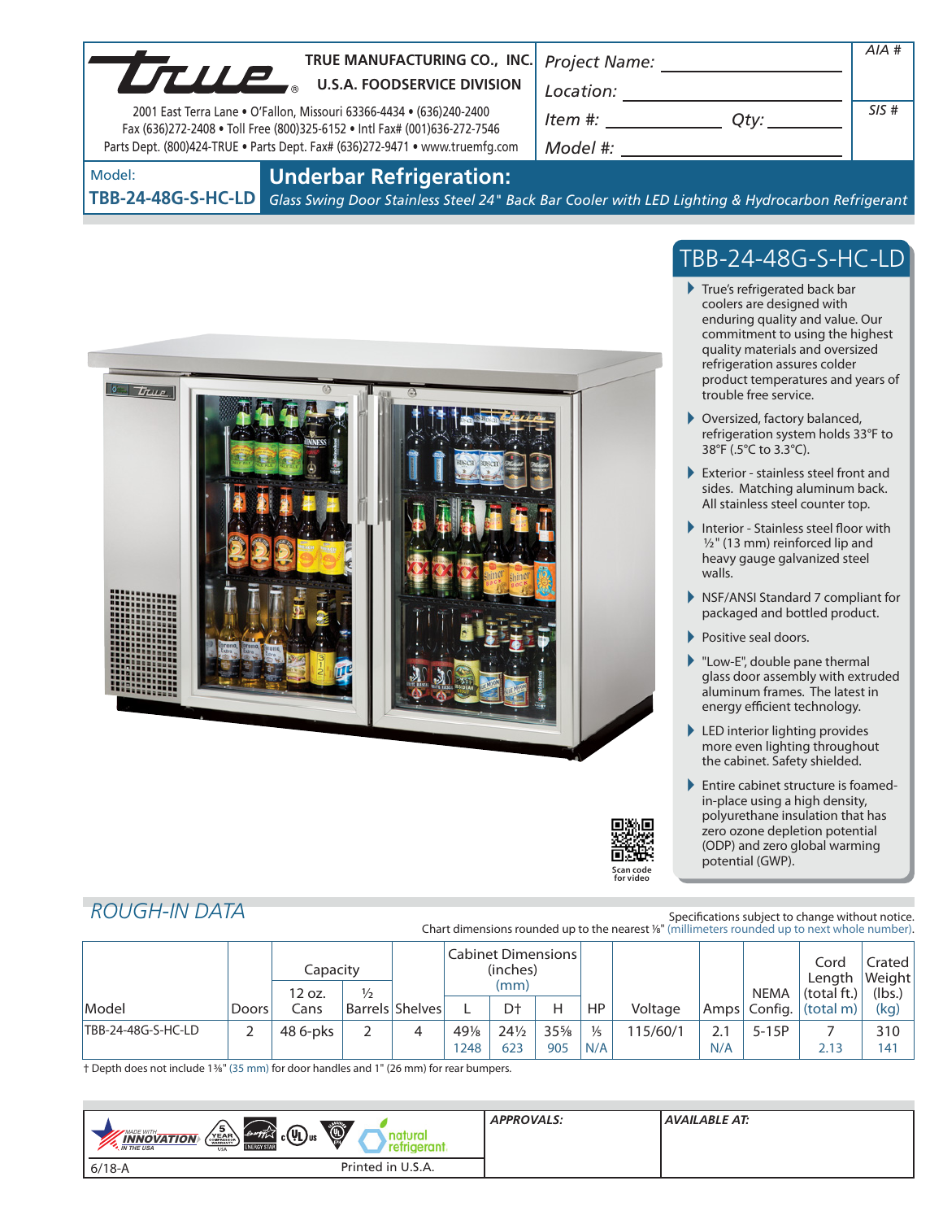**TRUE MANUFACTURING CO., INC.**
**U.S.A. FOODSERVICE DIVISION**

2001 East Terra Lane • O'Fallon, Missouri 63366-4434 • (636)240-2400
Fax (636)272-2408 • Toll Free (800)325-6152 • Intl Fax# (001)636-272-7546
Parts Dept. (800)424-TRUE • Parts Dept. Fax# (636)272-9471 • www.truemfg.com

Project Name: ____________
Location: ____________
Item #: ____________ Qty: ____________
Model #: ____________

AIA #

SIS #

Model:
**TBB-24-48G-S-HC-LD**

# Underbar Refrigeration:

*Glass Swing Door Stainless Steel 24" Back Bar Cooler with LED Lighting & Hydrocarbon Refrigerant*

## TBB-24-48G-S-HC-LD

- True's refrigerated back bar coolers are designed with enduring quality and value. Our commitment to using the highest quality materials and oversized refrigeration assures colder product temperatures and years of trouble free service.
- Oversized, factory balanced, refrigeration system holds 33°F to 38°F (.5°C to 3.3°C).
- Exterior - stainless steel front and sides. Matching aluminum back. All stainless steel counter top.
- Interior - Stainless steel floor with ½" (13 mm) reinforced lip and heavy gauge galvanized steel walls.
- NSF/ANSI Standard 7 compliant for packaged and bottled product.
- Positive seal doors.
- "Low-E", double pane thermal glass door assembly with extruded aluminum frames. The latest in energy efficient technology.
- LED interior lighting provides more even lighting throughout the cabinet. Safety shielded.
- Entire cabinet structure is foamed-in-place using a high density, polyurethane insulation that has zero ozone depletion potential (ODP) and zero global warming potential (GWP).

Scan code for video

## ROUGH-IN DATA

Specifications subject to change without notice.
Chart dimensions rounded up to the nearest ⅛" (millimeters rounded up to next whole number).

| Model | Doors | Capacity 12 oz. Cans | Capacity ½ Barrels | Shelves | Cabinet Dimensions (inches) (mm) L | D† | H | HP | Voltage | Amps | NEMA Config. | Cord Length (total ft.) (total m) | Crated Weight (lbs.) (kg) |
|---|---|---|---|---|---|---|---|---|---|---|---|---|---|
| TBB-24-48G-S-HC-LD | 2 | 48 6-pks | 2 | 4 | 49⅛<br>1248 | 24½<br>623 | 35⅝<br>905 | ⅓<br>N/A | 115/60/1 | 2.1<br>N/A | 5-15P | 7<br>2.13 | 310<br>141 |

† Depth does not include 1⅜" (35 mm) for door handles and 1" (26 mm) for rear bumpers.

APPROVALS:

AVAILABLE AT:

6/18-A

Printed in U.S.A.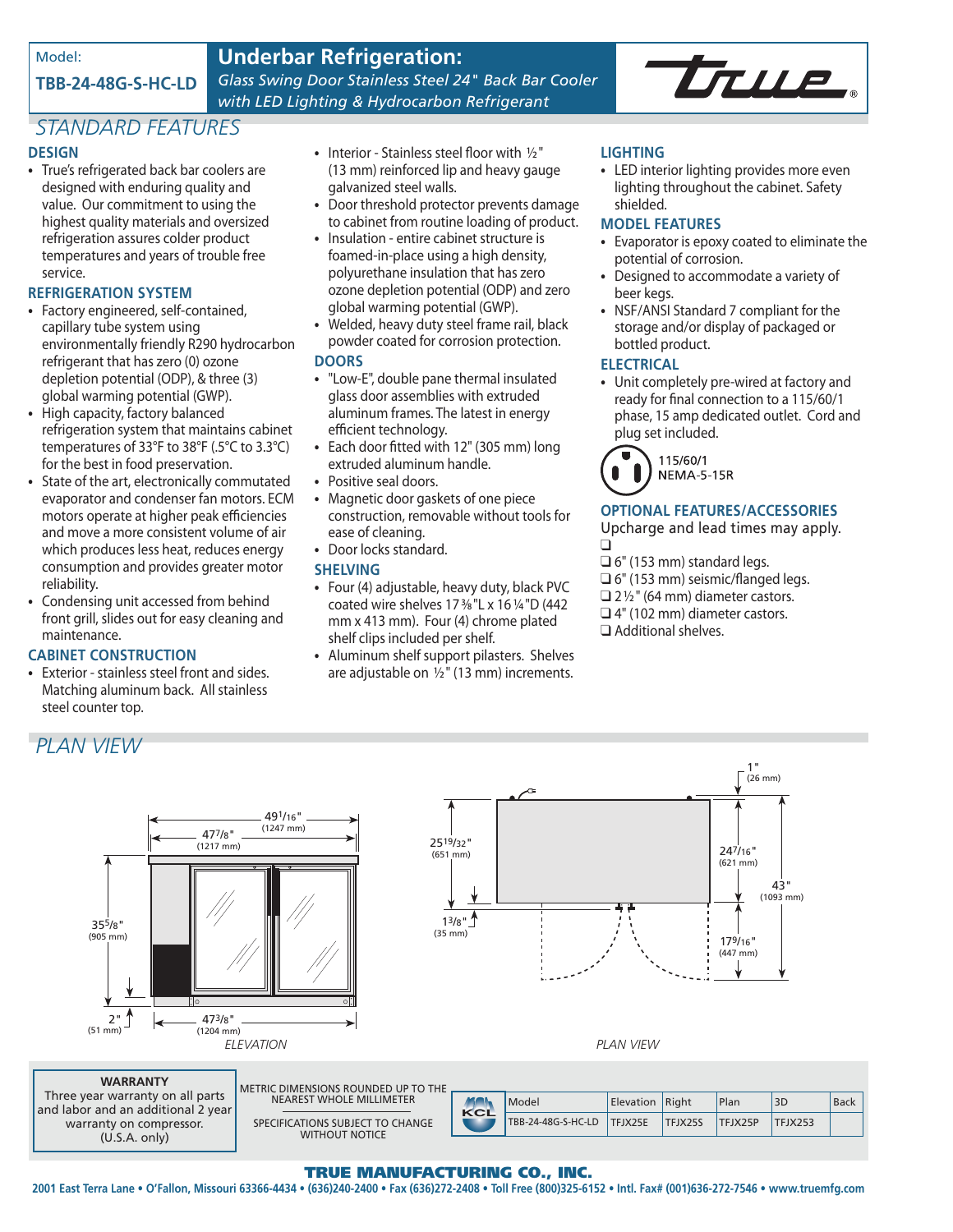Model:

**TBB-24-48G-S-HC-LD**

# Underbar Refrigeration:

*Glass Swing Door Stainless Steel 24" Back Bar Cooler with LED Lighting & Hydrocarbon Refrigerant*

## STANDARD FEATURES

### DESIGN

- True's refrigerated back bar coolers are designed with enduring quality and value. Our commitment to using the highest quality materials and oversized refrigeration assures colder product temperatures and years of trouble free service.

### REFRIGERATION SYSTEM

- Factory engineered, self-contained, capillary tube system using environmentally friendly R290 hydrocarbon refrigerant that has zero (0) ozone depletion potential (ODP), & three (3) global warming potential (GWP).
- High capacity, factory balanced refrigeration system that maintains cabinet temperatures of 33°F to 38°F (.5°C to 3.3°C) for the best in food preservation.
- State of the art, electronically commutated evaporator and condenser fan motors. ECM motors operate at higher peak efficiencies and move a more consistent volume of air which produces less heat, reduces energy consumption and provides greater motor reliability.
- Condensing unit accessed from behind front grill, slides out for easy cleaning and maintenance.

### CABINET CONSTRUCTION

- Exterior - stainless steel front and sides. Matching aluminum back. All stainless steel counter top.
- Interior - Stainless steel floor with ½" (13 mm) reinforced lip and heavy gauge galvanized steel walls.
- Door threshold protector prevents damage to cabinet from routine loading of product.
- Insulation - entire cabinet structure is foamed-in-place using a high density, polyurethane insulation that has zero ozone depletion potential (ODP) and zero global warming potential (GWP).
- Welded, heavy duty steel frame rail, black powder coated for corrosion protection.

### DOORS

- "Low-E", double pane thermal insulated glass door assemblies with extruded aluminum frames. The latest in energy efficient technology.
- Each door fitted with 12" (305 mm) long extruded aluminum handle.
- Positive seal doors.
- Magnetic door gaskets of one piece construction, removable without tools for ease of cleaning.
- Door locks standard.

### SHELVING

- Four (4) adjustable, heavy duty, black PVC coated wire shelves 17⅜"L x 16¼"D (442 mm x 413 mm). Four (4) chrome plated shelf clips included per shelf.
- Aluminum shelf support pilasters. Shelves are adjustable on ½" (13 mm) increments.

### LIGHTING

- LED interior lighting provides more even lighting throughout the cabinet. Safety shielded.

### MODEL FEATURES

- Evaporator is epoxy coated to eliminate the potential of corrosion.
- Designed to accommodate a variety of beer kegs.
- NSF/ANSI Standard 7 compliant for the storage and/or display of packaged or bottled product.

### ELECTRICAL

- Unit completely pre-wired at factory and ready for final connection to a 115/60/1 phase, 15 amp dedicated outlet. Cord and plug set included.

115/60/1
NEMA-5-15R

### OPTIONAL FEATURES/ACCESSORIES

Upcharge and lead times may apply.

- ❑
- ❑ 6" (153 mm) standard legs.
- ❑ 6" (153 mm) seismic/flanged legs.
- ❑ 2½" (64 mm) diameter castors.
- ❑ 4" (102 mm) diameter castors.
- ❑ Additional shelves.

## PLAN VIEW

49¹⁄₁₆" (1247 mm)
47⁷⁄₈" (1217 mm)
35⁵⁄₈" (905 mm)
2" (51 mm)
47³⁄₈" (1204 mm)

*ELEVATION*

1" (26 mm)
25¹⁹⁄₃₂" (651 mm)
24⁷⁄₁₆" (621 mm)
43" (1093 mm)
1³⁄₈" (35 mm)
17⁹⁄₁₆" (447 mm)

*PLAN VIEW*

**WARRANTY**
Three year warranty on all parts and labor and an additional 2 year warranty on compressor.
(U.S.A. only)

METRIC DIMENSIONS ROUNDED UP TO THE NEAREST WHOLE MILLIMETER

SPECIFICATIONS SUBJECT TO CHANGE WITHOUT NOTICE

| Model | Elevation | Right | Plan | 3D | Back |
|---|---|---|---|---|---|
| TBB-24-48G-S-HC-LD | TFJX25E | TFJX25S | TFJX25P | TFJX253 | |

**TRUE MANUFACTURING CO., INC.**

2001 East Terra Lane • O'Fallon, Missouri 63366-4434 • (636)240-2400 • Fax (636)272-2408 • Toll Free (800)325-6152 • Intl. Fax# (001)636-272-7546 • www.truemfg.com